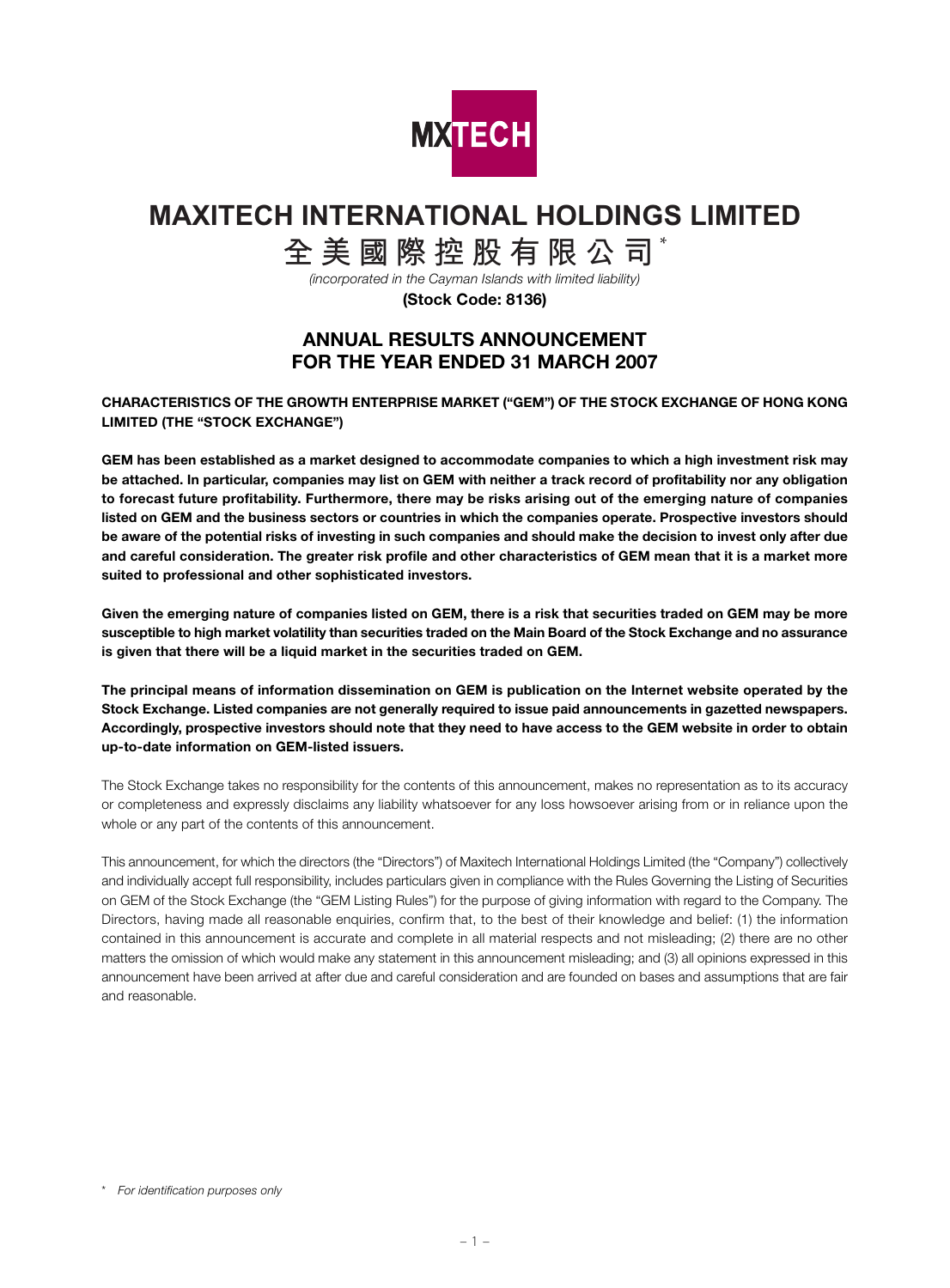MXTECH

# MAXITECH INTERNATIONAL HOLDINGS LIMITED

# 全美國際控股有限公司*

*(incorporated in the Cayman Islands with limited liability)*

**(Stock Code: 8136)**

## ANNUAL RESULTS ANNOUNCEMENT FOR THE YEAR ENDED 31 MARCH 2007

**CHARACTERISTICS OF THE GROWTH ENTERPRISE MARKET ("GEM") OF THE STOCK EXCHANGE OF HONG KONG LIMITED (THE "STOCK EXCHANGE")**

**GEM has been established as a market designed to accommodate companies to which a high investment risk may be attached. In particular, companies may list on GEM with neither a track record of profitability nor any obligation to forecast future profitability. Furthermore, there may be risks arising out of the emerging nature of companies listed on GEM and the business sectors or countries in which the companies operate. Prospective investors should be aware of the potential risks of investing in such companies and should make the decision to invest only after due and careful consideration. The greater risk profile and other characteristics of GEM mean that it is a market more suited to professional and other sophisticated investors.**

**Given the emerging nature of companies listed on GEM, there is a risk that securities traded on GEM may be more susceptible to high market volatility than securities traded on the Main Board of the Stock Exchange and no assurance is given that there will be a liquid market in the securities traded on GEM.**

**The principal means of information dissemination on GEM is publication on the Internet website operated by the Stock Exchange. Listed companies are not generally required to issue paid announcements in gazetted newspapers. Accordingly, prospective investors should note that they need to have access to the GEM website in order to obtain up-to-date information on GEM-listed issuers.**

The Stock Exchange takes no responsibility for the contents of this announcement, makes no representation as to its accuracy or completeness and expressly disclaims any liability whatsoever for any loss howsoever arising from or in reliance upon the whole or any part of the contents of this announcement.

This announcement, for which the directors (the "Directors") of Maxitech International Holdings Limited (the "Company") collectively and individually accept full responsibility, includes particulars given in compliance with the Rules Governing the Listing of Securities on GEM of the Stock Exchange (the "GEM Listing Rules") for the purpose of giving information with regard to the Company. The Directors, having made all reasonable enquiries, confirm that, to the best of their knowledge and belief: (1) the information contained in this announcement is accurate and complete in all material respects and not misleading; (2) there are no other matters the omission of which would make any statement in this announcement misleading; and (3) all opinions expressed in this announcement have been arrived at after due and careful consideration and are founded on bases and assumptions that are fair and reasonable.

\* *For identification purposes only*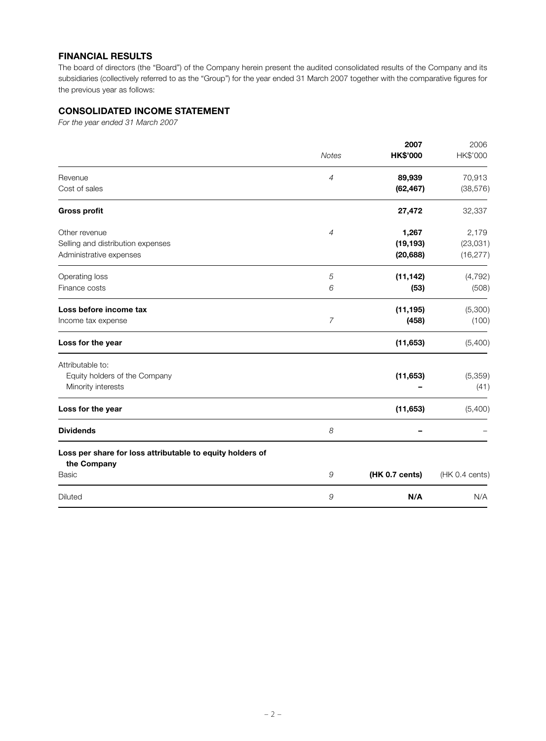## FINANCIAL RESULTS

The board of directors (the "Board") of the Company herein present the audited consolidated results of the Company and its subsidiaries (collectively referred to as the "Group") for the year ended 31 March 2007 together with the comparative figures for the previous year as follows:

## CONSOLIDATED INCOME STATEMENT

*For the year ended 31 March 2007*

| | *Notes* | **2007** **HK$'000** | 2006 HK$'000 |
|---|---|---|---|
| Revenue | *4* | **89,939** | 70,913 |
| Cost of sales | | **(62,467)** | (38,576) |
| **Gross profit** | | **27,472** | 32,337 |
| Other revenue | *4* | **1,267** | 2,179 |
| Selling and distribution expenses | | **(19,193)** | (23,031) |
| Administrative expenses | | **(20,688)** | (16,277) |
| Operating loss | *5* | **(11,142)** | (4,792) |
| Finance costs | *6* | **(53)** | (508) |
| **Loss before income tax** | | **(11,195)** | (5,300) |
| Income tax expense | *7* | **(458)** | (100) |
| **Loss for the year** | | **(11,653)** | (5,400) |
| Attributable to: | | | |
| Equity holders of the Company | | **(11,653)** | (5,359) |
| Minority interests | | **–** | (41) |
| **Loss for the year** | | **(11,653)** | (5,400) |
| **Dividends** | *8* | **–** | – |
| **Loss per share for loss attributable to equity holders of the Company** | | | |
| Basic | *9* | **(HK 0.7 cents)** | (HK 0.4 cents) |
| Diluted | *9* | **N/A** | N/A |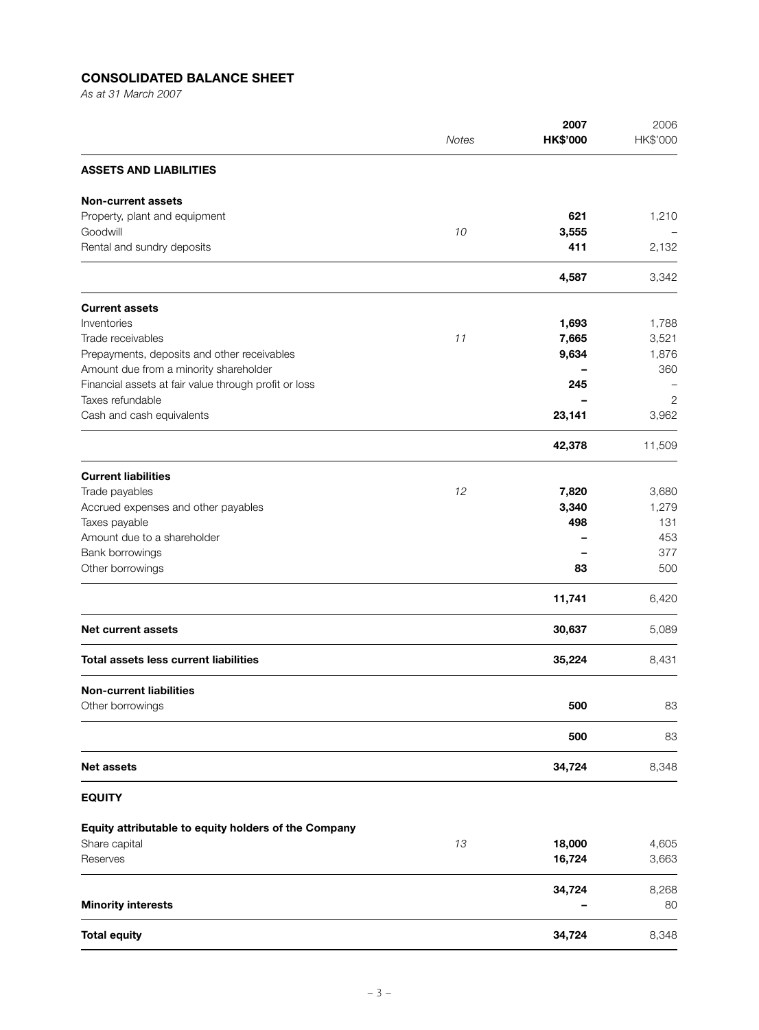## CONSOLIDATED BALANCE SHEET

*As at 31 March 2007*

| | *Notes* | **2007 HK$'000** | 2006 HK$'000 |
|---|---|---|---|
| **ASSETS AND LIABILITIES** | | | |
| **Non-current assets** | | | |
| Property, plant and equipment | | **621** | 1,210 |
| Goodwill | *10* | **3,555** | – |
| Rental and sundry deposits | | **411** | 2,132 |
| | | **4,587** | 3,342 |
| **Current assets** | | | |
| Inventories | | **1,693** | 1,788 |
| Trade receivables | *11* | **7,665** | 3,521 |
| Prepayments, deposits and other receivables | | **9,634** | 1,876 |
| Amount due from a minority shareholder | | **–** | 360 |
| Financial assets at fair value through profit or loss | | **245** | – |
| Taxes refundable | | **–** | 2 |
| Cash and cash equivalents | | **23,141** | 3,962 |
| | | **42,378** | 11,509 |
| **Current liabilities** | | | |
| Trade payables | *12* | **7,820** | 3,680 |
| Accrued expenses and other payables | | **3,340** | 1,279 |
| Taxes payable | | **498** | 131 |
| Amount due to a shareholder | | **–** | 453 |
| Bank borrowings | | **–** | 377 |
| Other borrowings | | **83** | 500 |
| | | **11,741** | 6,420 |
| **Net current assets** | | **30,637** | 5,089 |
| **Total assets less current liabilities** | | **35,224** | 8,431 |
| **Non-current liabilities** | | | |
| Other borrowings | | **500** | 83 |
| | | **500** | 83 |
| **Net assets** | | **34,724** | 8,348 |
| **EQUITY** | | | |
| **Equity attributable to equity holders of the Company** | | | |
| Share capital | *13* | **18,000** | 4,605 |
| Reserves | | **16,724** | 3,663 |
| | | **34,724** | 8,268 |
| **Minority interests** | | **–** | 80 |
| **Total equity** | | **34,724** | 8,348 |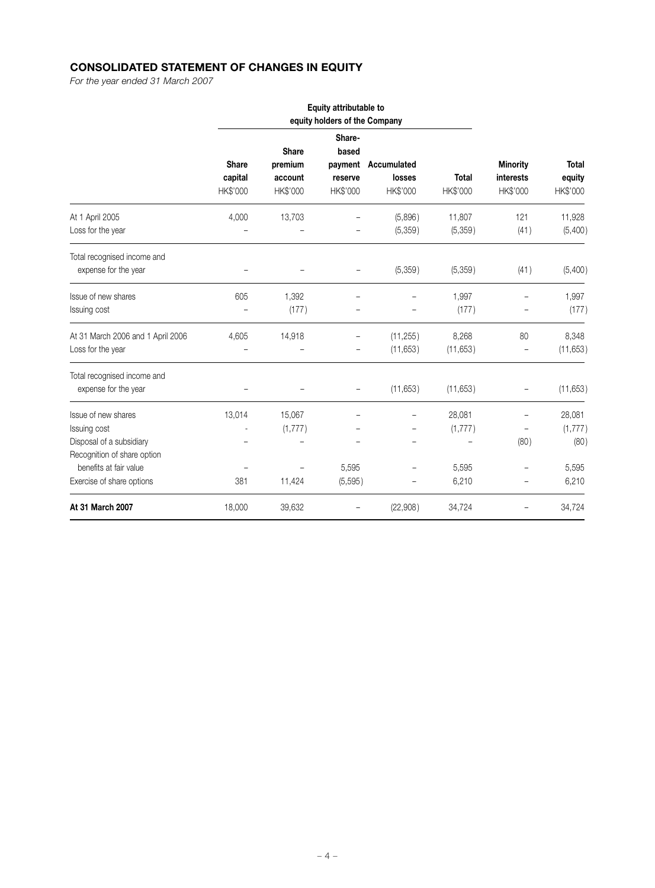## CONSOLIDATED STATEMENT OF CHANGES IN EQUITY

*For the year ended 31 March 2007*

| | Equity attributable to equity holders of the Company | | | | | | |
|---|---|---|---|---|---|---|---|
| | Share capital HK$'000 | Share premium account HK$'000 | Share-based payment reserve HK$'000 | Accumulated losses HK$'000 | Total HK$'000 | Minority interests HK$'000 | Total equity HK$'000 |
| At 1 April 2005 | 4,000 | 13,703 | – | (5,896) | 11,807 | 121 | 11,928 |
| Loss for the year | – | – | – | (5,359) | (5,359) | (41) | (5,400) |
| Total recognised income and expense for the year | – | – | – | (5,359) | (5,359) | (41) | (5,400) |
| Issue of new shares | 605 | 1,392 | – | – | 1,997 | – | 1,997 |
| Issuing cost | – | (177) | – | – | (177) | – | (177) |
| At 31 March 2006 and 1 April 2006 | 4,605 | 14,918 | – | (11,255) | 8,268 | 80 | 8,348 |
| Loss for the year | – | – | – | (11,653) | (11,653) | – | (11,653) |
| Total recognised income and expense for the year | – | – | – | (11,653) | (11,653) | – | (11,653) |
| Issue of new shares | 13,014 | 15,067 | – | – | 28,081 | – | 28,081 |
| Issuing cost | - | (1,777) | – | – | (1,777) | – | (1,777) |
| Disposal of a subsidiary | – | – | – | – | – | (80) | (80) |
| Recognition of share option benefits at fair value | – | – | 5,595 | – | 5,595 | – | 5,595 |
| Exercise of share options | 381 | 11,424 | (5,595) | – | 6,210 | – | 6,210 |
| **At 31 March 2007** | 18,000 | 39,632 | – | (22,908) | 34,724 | – | 34,724 |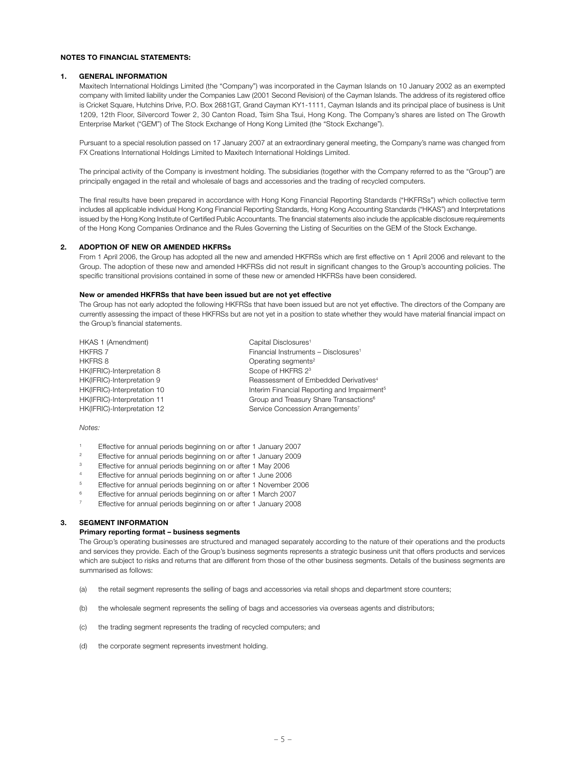**NOTES TO FINANCIAL STATEMENTS:**

## 1. GENERAL INFORMATION

Maxitech International Holdings Limited (the "Company") was incorporated in the Cayman Islands on 10 January 2002 as an exempted company with limited liability under the Companies Law (2001 Second Revision) of the Cayman Islands. The address of its registered office is Cricket Square, Hutchins Drive, P.O. Box 2681GT, Grand Cayman KY1-1111, Cayman Islands and its principal place of business is Unit 1209, 12th Floor, Silvercord Tower 2, 30 Canton Road, Tsim Sha Tsui, Hong Kong. The Company's shares are listed on The Growth Enterprise Market ("GEM") of The Stock Exchange of Hong Kong Limited (the "Stock Exchange").

Pursuant to a special resolution passed on 17 January 2007 at an extraordinary general meeting, the Company's name was changed from FX Creations International Holdings Limited to Maxitech International Holdings Limited.

The principal activity of the Company is investment holding. The subsidiaries (together with the Company referred to as the "Group") are principally engaged in the retail and wholesale of bags and accessories and the trading of recycled computers.

The final results have been prepared in accordance with Hong Kong Financial Reporting Standards ("HKFRSs") which collective term includes all applicable individual Hong Kong Financial Reporting Standards, Hong Kong Accounting Standards ("HKAS") and Interpretations issued by the Hong Kong Institute of Certified Public Accountants. The financial statements also include the applicable disclosure requirements of the Hong Kong Companies Ordinance and the Rules Governing the Listing of Securities on the GEM of the Stock Exchange.

## 2. ADOPTION OF NEW OR AMENDED HKFRSs

From 1 April 2006, the Group has adopted all the new and amended HKFRSs which are first effective on 1 April 2006 and relevant to the Group. The adoption of these new and amended HKFRSs did not result in significant changes to the Group's accounting policies. The specific transitional provisions contained in some of these new or amended HKFRSs have been considered.

**New or amended HKFRSs that have been issued but are not yet effective**

The Group has not early adopted the following HKFRSs that have been issued but are not yet effective. The directors of the Company are currently assessing the impact of these HKFRSs but are not yet in a position to state whether they would have material financial impact on the Group's financial statements.

| | |
|---|---|
| HKAS 1 (Amendment) | Capital Disclosures[1] |
| HKFRS 7 | Financial Instruments – Disclosures[1] |
| HKFRS 8 | Operating segments[2] |
| HK(IFRIC)-Interpretation 8 | Scope of HKFRS 2[3] |
| HK(IFRIC)-Interpretation 9 | Reassessment of Embedded Derivatives[4] |
| HK(IFRIC)-Interpretation 10 | Interim Financial Reporting and Impairment[5] |
| HK(IFRIC)-Interpretation 11 | Group and Treasury Share Transactions[6] |
| HK(IFRIC)-Interpretation 12 | Service Concession Arrangements[7] |

*Notes:*

1. Effective for annual periods beginning on or after 1 January 2007
2. Effective for annual periods beginning on or after 1 January 2009
3. Effective for annual periods beginning on or after 1 May 2006
4. Effective for annual periods beginning on or after 1 June 2006
5. Effective for annual periods beginning on or after 1 November 2006
6. Effective for annual periods beginning on or after 1 March 2007
7. Effective for annual periods beginning on or after 1 January 2008

## 3. SEGMENT INFORMATION

**Primary reporting format – business segments**

The Group's operating businesses are structured and managed separately according to the nature of their operations and the products and services they provide. Each of the Group's business segments represents a strategic business unit that offers products and services which are subject to risks and returns that are different from those of the other business segments. Details of the business segments are summarised as follows:

(a) the retail segment represents the selling of bags and accessories via retail shops and department store counters;

(b) the wholesale segment represents the selling of bags and accessories via overseas agents and distributors;

(c) the trading segment represents the trading of recycled computers; and

(d) the corporate segment represents investment holding.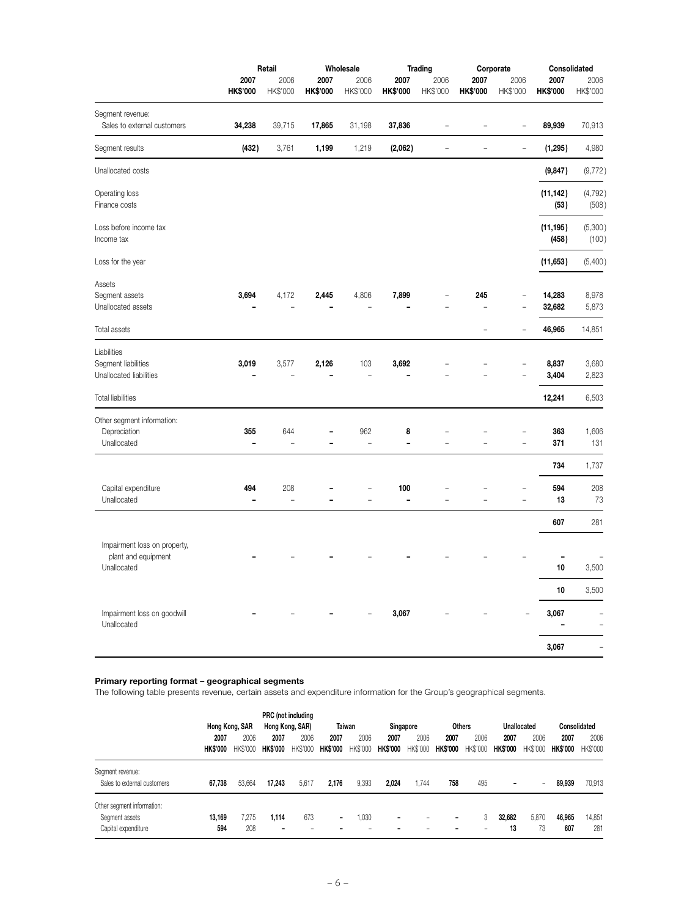| | Retail | | Wholesale | | Trading | | Corporate | | Consolidated | |
|---|---|---|---|---|---|---|---|---|---|---|
| | **2007** | 2006 | **2007** | 2006 | **2007** | 2006 | **2007** | 2006 | **2007** | 2006 |
| | **HK$'000** | HK$'000 | **HK$'000** | HK$'000 | **HK$'000** | HK$'000 | **HK$'000** | HK$'000 | **HK$'000** | HK$'000 |
| Segment revenue: | | | | | | | | | | |
| Sales to external customers | **34,238** | 39,715 | **17,865** | 31,198 | **37,836** | – | – | – | **89,939** | 70,913 |
| Segment results | **(432)** | 3,761 | **1,199** | 1,219 | **(2,062)** | – | – | – | **(1,295)** | 4,980 |
| Unallocated costs | | | | | | | | | **(9,847)** | (9,772) |
| Operating loss | | | | | | | | | **(11,142)** | (4,792) |
| Finance costs | | | | | | | | | **(53)** | (508) |
| Loss before income tax | | | | | | | | | **(11,195)** | (5,300) |
| Income tax | | | | | | | | | **(458)** | (100) |
| Loss for the year | | | | | | | | | **(11,653)** | (5,400) |
| Assets | | | | | | | | | | |
| Segment assets | **3,694** | 4,172 | **2,445** | 4,806 | **7,899** | – | **245** | – | **14,283** | 8,978 |
| Unallocated assets | **–** | – | **–** | – | **–** | – | – | – | **32,682** | 5,873 |
| Total assets | | | | | | | – | – | **46,965** | 14,851 |
| Liabilities | | | | | | | | | | |
| Segment liabilities | **3,019** | 3,577 | **2,126** | 103 | **3,692** | – | – | – | **8,837** | 3,680 |
| Unallocated liabilities | **–** | – | **–** | – | **–** | – | – | – | **3,404** | 2,823 |
| Total liabilities | | | | | | | | | **12,241** | 6,503 |
| Other segment information: | | | | | | | | | | |
| Depreciation | **355** | 644 | **–** | 962 | **8** | – | – | – | **363** | 1,606 |
| Unallocated | **–** | – | **–** | – | **–** | – | – | – | **371** | 131 |
| | | | | | | | | | **734** | 1,737 |
| Capital expenditure | **494** | 208 | **–** | – | **100** | – | – | – | **594** | 208 |
| Unallocated | **–** | – | **–** | – | **–** | – | – | – | **13** | 73 |
| | | | | | | | | | **607** | 281 |
| Impairment loss on property, plant and equipment | **–** | – | **–** | – | **–** | – | – | – | **–** | – |
| Unallocated | | | | | | | | | **10** | 3,500 |
| | | | | | | | | | **10** | 3,500 |
| Impairment loss on goodwill | **–** | – | **–** | – | **3,067** | – | – | – | **3,067** | – |
| Unallocated | | | | | | | | | **–** | – |
| | | | | | | | | | **3,067** | – |

**Primary reporting format – geographical segments**

The following table presents revenue, certain assets and expenditure information for the Group's geographical segments.

| | Hong Kong, SAR | | PRC (not including Hong Kong, SAR) | | Taiwan | | Singapore | | Others | | Unallocated | | Consolidated | |
|---|---|---|---|---|---|---|---|---|---|---|---|---|---|---|
| | **2007** | 2006 | **2007** | 2006 | **2007** | 2006 | **2007** | 2006 | **2007** | 2006 | **2007** | 2006 | **2007** | 2006 |
| | **HK$'000** | HK$'000 | **HK$'000** | HK$'000 | **HK$'000** | HK$'000 | **HK$'000** | HK$'000 | **HK$'000** | HK$'000 | **HK$'000** | HK$'000 | **HK$'000** | HK$'000 |
| Segment revenue: | | | | | | | | | | | | | | |
| Sales to external customers | **67,738** | 53,664 | **17,243** | 5,617 | **2,176** | 9,393 | **2,024** | 1,744 | **758** | 495 | **–** | – | **89,939** | 70,913 |
| Other segment information: | | | | | | | | | | | | | | |
| Segment assets | **13,169** | 7,275 | **1,114** | 673 | **–** | 1,030 | **–** | – | **–** | 3 | **32,682** | 5,870 | **46,965** | 14,851 |
| Capital expenditure | **594** | 208 | **–** | – | **–** | – | **–** | – | **–** | – | **13** | 73 | **607** | 281 |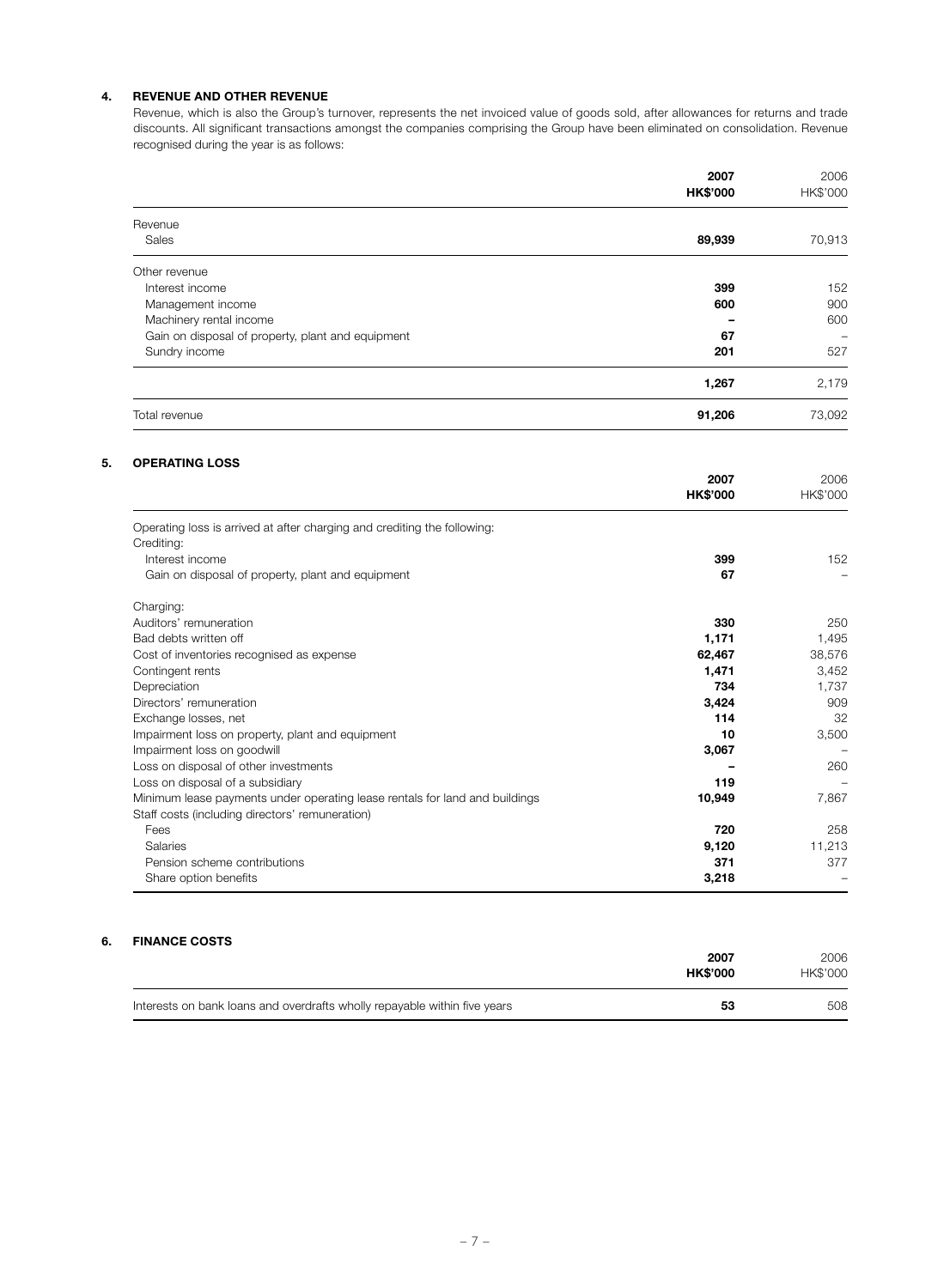### 4. REVENUE AND OTHER REVENUE

Revenue, which is also the Group's turnover, represents the net invoiced value of goods sold, after allowances for returns and trade discounts. All significant transactions amongst the companies comprising the Group have been eliminated on consolidation. Revenue recognised during the year is as follows:

| | 2007<br>HK$'000 | 2006<br>HK$'000 |
|---|---|---|
| Revenue | | |
| Sales | **89,939** | 70,913 |
| Other revenue | | |
| Interest income | **399** | 152 |
| Management income | **600** | 900 |
| Machinery rental income | **–** | 600 |
| Gain on disposal of property, plant and equipment | **67** | – |
| Sundry income | **201** | 527 |
| | **1,267** | 2,179 |
| Total revenue | **91,206** | 73,092 |

### 5. OPERATING LOSS

| | 2007<br>HK$'000 | 2006<br>HK$'000 |
|---|---|---|
| Operating loss is arrived at after charging and crediting the following: | | |
| Crediting: | | |
| Interest income | **399** | 152 |
| Gain on disposal of property, plant and equipment | **67** | – |
| Charging: | | |
| Auditors' remuneration | **330** | 250 |
| Bad debts written off | **1,171** | 1,495 |
| Cost of inventories recognised as expense | **62,467** | 38,576 |
| Contingent rents | **1,471** | 3,452 |
| Depreciation | **734** | 1,737 |
| Directors' remuneration | **3,424** | 909 |
| Exchange losses, net | **114** | 32 |
| Impairment loss on property, plant and equipment | **10** | 3,500 |
| Impairment loss on goodwill | **3,067** | – |
| Loss on disposal of other investments | **–** | 260 |
| Loss on disposal of a subsidiary | **119** | – |
| Minimum lease payments under operating lease rentals for land and buildings | **10,949** | 7,867 |
| Staff costs (including directors' remuneration) | | |
| Fees | **720** | 258 |
| Salaries | **9,120** | 11,213 |
| Pension scheme contributions | **371** | 377 |
| Share option benefits | **3,218** | – |

### 6. FINANCE COSTS

| | 2007<br>HK$'000 | 2006<br>HK$'000 |
|---|---|---|
| Interests on bank loans and overdrafts wholly repayable within five years | **53** | 508 |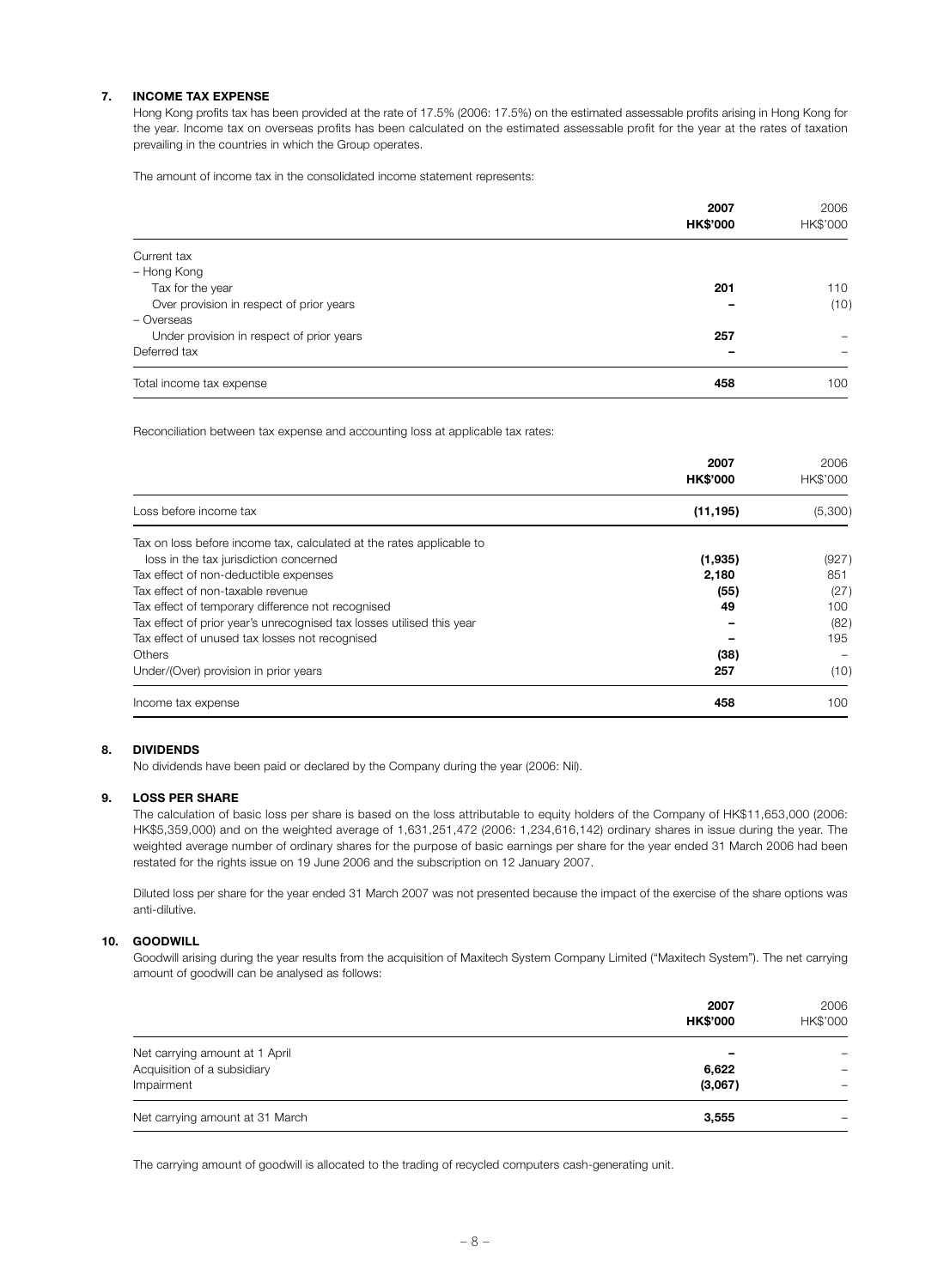## 7. INCOME TAX EXPENSE

Hong Kong profits tax has been provided at the rate of 17.5% (2006: 17.5%) on the estimated assessable profits arising in Hong Kong for the year. Income tax on overseas profits has been calculated on the estimated assessable profit for the year at the rates of taxation prevailing in the countries in which the Group operates.

The amount of income tax in the consolidated income statement represents:

| | **2007** **HK$'000** | 2006 HK$'000 |
|---|---|---|
| Current tax | | |
| – Hong Kong | | |
| Tax for the year | **201** | 110 |
| Over provision in respect of prior years | **–** | (10) |
| – Overseas | | |
| Under provision in respect of prior years | **257** | – |
| Deferred tax | **–** | – |
| Total income tax expense | **458** | 100 |

Reconciliation between tax expense and accounting loss at applicable tax rates:

| | **2007** **HK$'000** | 2006 HK$'000 |
|---|---|---|
| Loss before income tax | **(11,195)** | (5,300) |
| Tax on loss before income tax, calculated at the rates applicable to loss in the tax jurisdiction concerned | **(1,935)** | (927) |
| Tax effect of non-deductible expenses | **2,180** | 851 |
| Tax effect of non-taxable revenue | **(55)** | (27) |
| Tax effect of temporary difference not recognised | **49** | 100 |
| Tax effect of prior year's unrecognised tax losses utilised this year | **–** | (82) |
| Tax effect of unused tax losses not recognised | **–** | 195 |
| Others | **(38)** | – |
| Under/(Over) provision in prior years | **257** | (10) |
| Income tax expense | **458** | 100 |

## 8. DIVIDENDS

No dividends have been paid or declared by the Company during the year (2006: Nil).

## 9. LOSS PER SHARE

The calculation of basic loss per share is based on the loss attributable to equity holders of the Company of HK$11,653,000 (2006: HK$5,359,000) and on the weighted average of 1,631,251,472 (2006: 1,234,616,142) ordinary shares in issue during the year. The weighted average number of ordinary shares for the purpose of basic earnings per share for the year ended 31 March 2006 had been restated for the rights issue on 19 June 2006 and the subscription on 12 January 2007.

Diluted loss per share for the year ended 31 March 2007 was not presented because the impact of the exercise of the share options was anti-dilutive.

## 10. GOODWILL

Goodwill arising during the year results from the acquisition of Maxitech System Company Limited ("Maxitech System"). The net carrying amount of goodwill can be analysed as follows:

| | **2007** **HK$'000** | 2006 HK$'000 |
|---|---|---|
| Net carrying amount at 1 April | **–** | – |
| Acquisition of a subsidiary | **6,622** | – |
| Impairment | **(3,067)** | – |
| Net carrying amount at 31 March | **3,555** | – |

The carrying amount of goodwill is allocated to the trading of recycled computers cash-generating unit.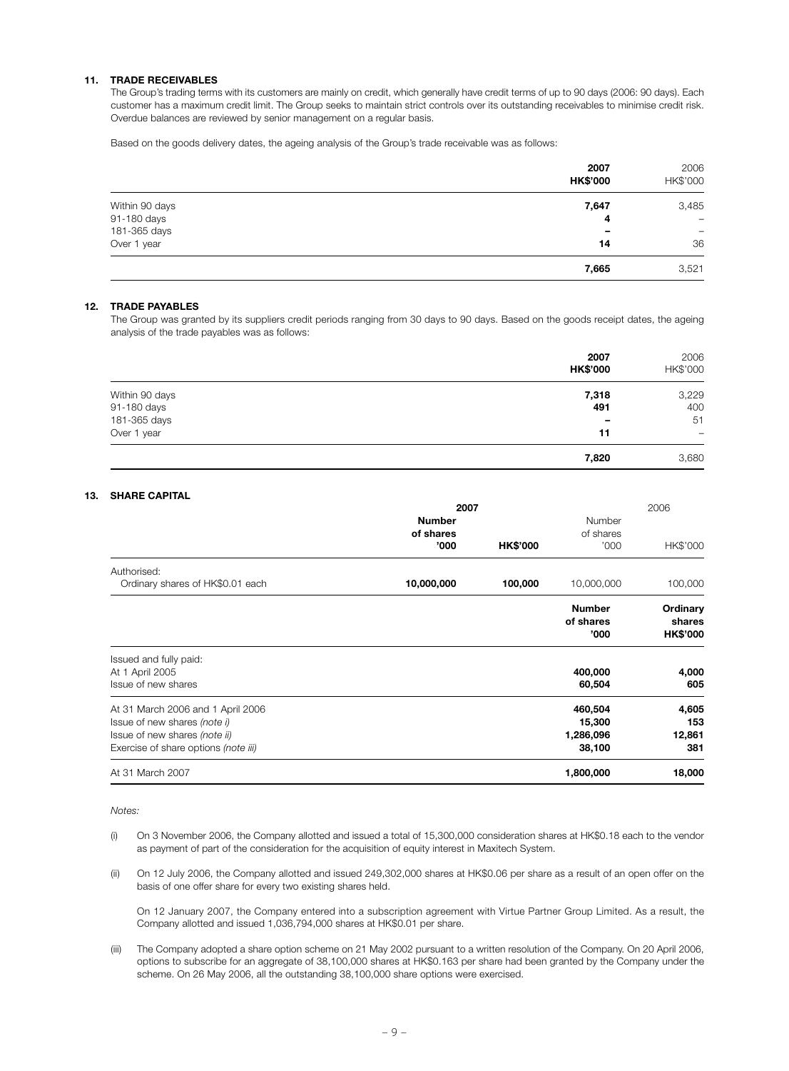## 11. TRADE RECEIVABLES

The Group's trading terms with its customers are mainly on credit, which generally have credit terms of up to 90 days (2006: 90 days). Each customer has a maximum credit limit. The Group seeks to maintain strict controls over its outstanding receivables to minimise credit risk. Overdue balances are reviewed by senior management on a regular basis.

Based on the goods delivery dates, the ageing analysis of the Group's trade receivable was as follows:

| | **2007** | 2006 |
|---|---|---|
| | **HK$'000** | HK$'000 |
| Within 90 days | **7,647** | 3,485 |
| 91-180 days | **4** | – |
| 181-365 days | **–** | – |
| Over 1 year | **14** | 36 |
| | **7,665** | 3,521 |

## 12. TRADE PAYABLES

The Group was granted by its suppliers credit periods ranging from 30 days to 90 days. Based on the goods receipt dates, the ageing analysis of the trade payables was as follows:

| | **2007** | 2006 |
|---|---|---|
| | **HK$'000** | HK$'000 |
| Within 90 days | **7,318** | 3,229 |
| 91-180 days | **491** | 400 |
| 181-365 days | **–** | 51 |
| Over 1 year | **11** | – |
| | **7,820** | 3,680 |

## 13. SHARE CAPITAL

| | **2007** | | 2006 | |
|---|---|---|---|---|
| | **Number of shares '000** | **HK$'000** | Number of shares '000 | HK$'000 |
| Authorised: | | | | |
| Ordinary shares of HK$0.01 each | **10,000,000** | **100,000** | 10,000,000 | 100,000 |

| | **Number of shares '000** | **Ordinary shares HK$'000** |
|---|---|---|
| Issued and fully paid: | | |
| At 1 April 2005 | **400,000** | **4,000** |
| Issue of new shares | **60,504** | **605** |
| At 31 March 2006 and 1 April 2006 | **460,504** | **4,605** |
| Issue of new shares *(note i)* | **15,300** | **153** |
| Issue of new shares *(note ii)* | **1,286,096** | **12,861** |
| Exercise of share options *(note iii)* | **38,100** | **381** |
| At 31 March 2007 | **1,800,000** | **18,000** |

*Notes:*

(i) On 3 November 2006, the Company allotted and issued a total of 15,300,000 consideration shares at HK$0.18 each to the vendor as payment of part of the consideration for the acquisition of equity interest in Maxitech System.

(ii) On 12 July 2006, the Company allotted and issued 249,302,000 shares at HK$0.06 per share as a result of an open offer on the basis of one offer share for every two existing shares held.

On 12 January 2007, the Company entered into a subscription agreement with Virtue Partner Group Limited. As a result, the Company allotted and issued 1,036,794,000 shares at HK$0.01 per share.

(iii) The Company adopted a share option scheme on 21 May 2002 pursuant to a written resolution of the Company. On 20 April 2006, options to subscribe for an aggregate of 38,100,000 shares at HK$0.163 per share had been granted by the Company under the scheme. On 26 May 2006, all the outstanding 38,100,000 share options were exercised.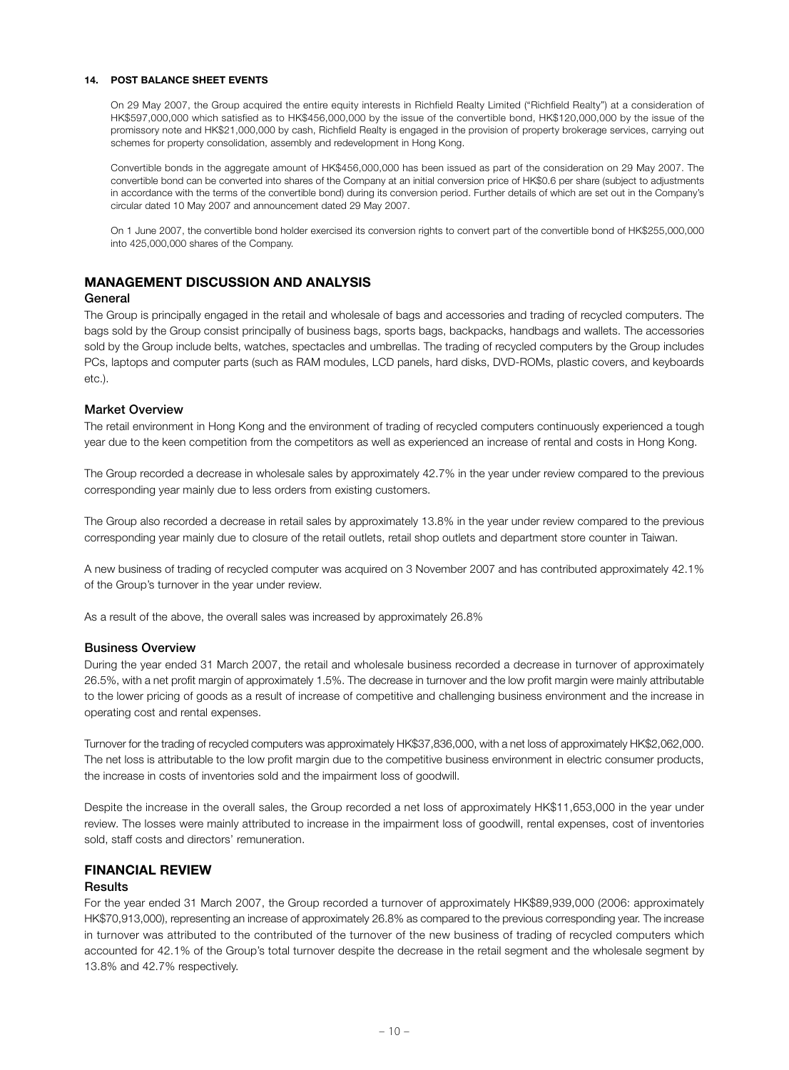#### 14. POST BALANCE SHEET EVENTS

On 29 May 2007, the Group acquired the entire equity interests in Richfield Realty Limited ("Richfield Realty") at a consideration of HK$597,000,000 which satisfied as to HK$456,000,000 by the issue of the convertible bond, HK$120,000,000 by the issue of the promissory note and HK$21,000,000 by cash, Richfield Realty is engaged in the provision of property brokerage services, carrying out schemes for property consolidation, assembly and redevelopment in Hong Kong.

Convertible bonds in the aggregate amount of HK$456,000,000 has been issued as part of the consideration on 29 May 2007. The convertible bond can be converted into shares of the Company at an initial conversion price of HK$0.6 per share (subject to adjustments in accordance with the terms of the convertible bond) during its conversion period. Further details of which are set out in the Company's circular dated 10 May 2007 and announcement dated 29 May 2007.

On 1 June 2007, the convertible bond holder exercised its conversion rights to convert part of the convertible bond of HK$255,000,000 into 425,000,000 shares of the Company.

## MANAGEMENT DISCUSSION AND ANALYSIS

### General

The Group is principally engaged in the retail and wholesale of bags and accessories and trading of recycled computers. The bags sold by the Group consist principally of business bags, sports bags, backpacks, handbags and wallets. The accessories sold by the Group include belts, watches, spectacles and umbrellas. The trading of recycled computers by the Group includes PCs, laptops and computer parts (such as RAM modules, LCD panels, hard disks, DVD-ROMs, plastic covers, and keyboards etc.).

### Market Overview

The retail environment in Hong Kong and the environment of trading of recycled computers continuously experienced a tough year due to the keen competition from the competitors as well as experienced an increase of rental and costs in Hong Kong.

The Group recorded a decrease in wholesale sales by approximately 42.7% in the year under review compared to the previous corresponding year mainly due to less orders from existing customers.

The Group also recorded a decrease in retail sales by approximately 13.8% in the year under review compared to the previous corresponding year mainly due to closure of the retail outlets, retail shop outlets and department store counter in Taiwan.

A new business of trading of recycled computer was acquired on 3 November 2007 and has contributed approximately 42.1% of the Group's turnover in the year under review.

As a result of the above, the overall sales was increased by approximately 26.8%

### Business Overview

During the year ended 31 March 2007, the retail and wholesale business recorded a decrease in turnover of approximately 26.5%, with a net profit margin of approximately 1.5%. The decrease in turnover and the low profit margin were mainly attributable to the lower pricing of goods as a result of increase of competitive and challenging business environment and the increase in operating cost and rental expenses.

Turnover for the trading of recycled computers was approximately HK$37,836,000, with a net loss of approximately HK$2,062,000. The net loss is attributable to the low profit margin due to the competitive business environment in electric consumer products, the increase in costs of inventories sold and the impairment loss of goodwill.

Despite the increase in the overall sales, the Group recorded a net loss of approximately HK$11,653,000 in the year under review. The losses were mainly attributed to increase in the impairment loss of goodwill, rental expenses, cost of inventories sold, staff costs and directors' remuneration.

## FINANCIAL REVIEW

### Results

For the year ended 31 March 2007, the Group recorded a turnover of approximately HK$89,939,000 (2006: approximately HK$70,913,000), representing an increase of approximately 26.8% as compared to the previous corresponding year. The increase in turnover was attributed to the contributed of the turnover of the new business of trading of recycled computers which accounted for 42.1% of the Group's total turnover despite the decrease in the retail segment and the wholesale segment by 13.8% and 42.7% respectively.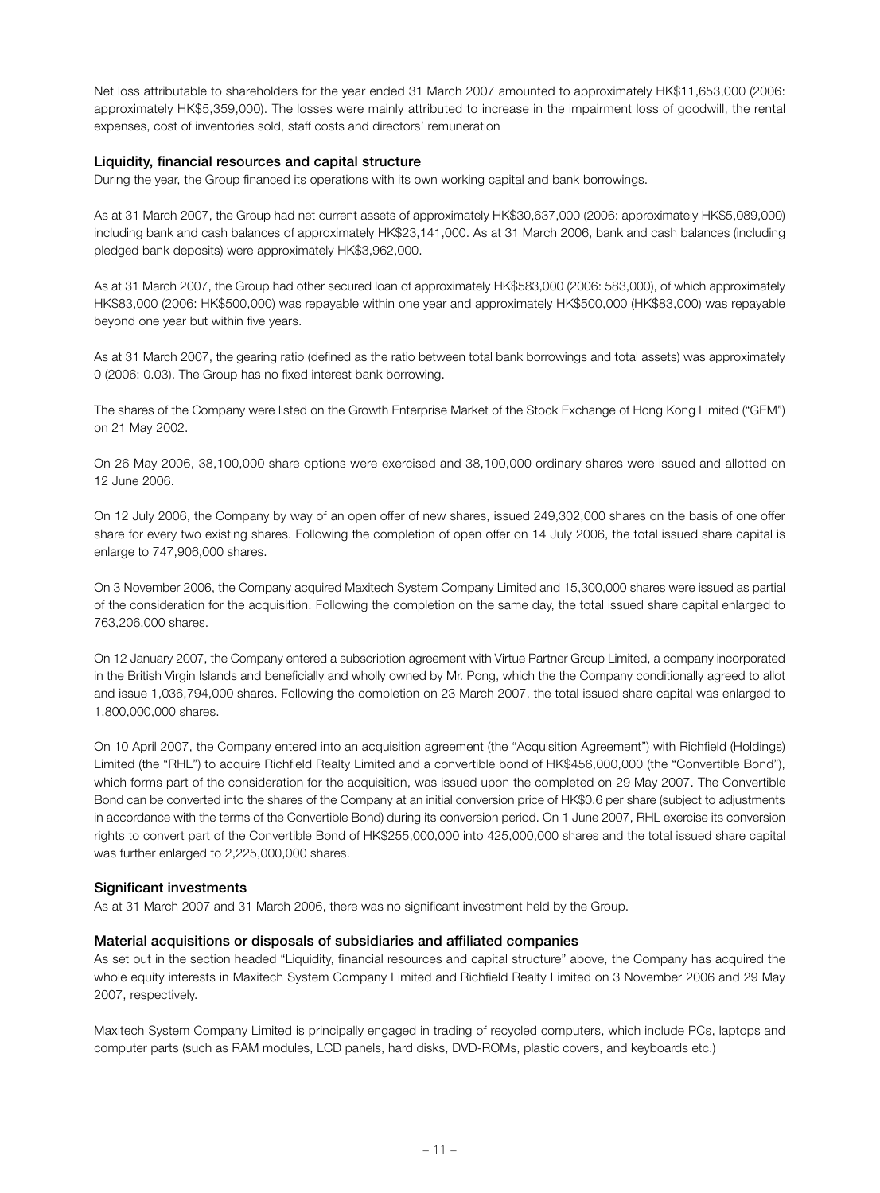Net loss attributable to shareholders for the year ended 31 March 2007 amounted to approximately HK$11,653,000 (2006: approximately HK$5,359,000). The losses were mainly attributed to increase in the impairment loss of goodwill, the rental expenses, cost of inventories sold, staff costs and directors' remuneration

### Liquidity, financial resources and capital structure

During the year, the Group financed its operations with its own working capital and bank borrowings.

As at 31 March 2007, the Group had net current assets of approximately HK$30,637,000 (2006: approximately HK$5,089,000) including bank and cash balances of approximately HK$23,141,000. As at 31 March 2006, bank and cash balances (including pledged bank deposits) were approximately HK$3,962,000.

As at 31 March 2007, the Group had other secured loan of approximately HK$583,000 (2006: 583,000), of which approximately HK$83,000 (2006: HK$500,000) was repayable within one year and approximately HK$500,000 (HK$83,000) was repayable beyond one year but within five years.

As at 31 March 2007, the gearing ratio (defined as the ratio between total bank borrowings and total assets) was approximately 0 (2006: 0.03). The Group has no fixed interest bank borrowing.

The shares of the Company were listed on the Growth Enterprise Market of the Stock Exchange of Hong Kong Limited ("GEM") on 21 May 2002.

On 26 May 2006, 38,100,000 share options were exercised and 38,100,000 ordinary shares were issued and allotted on 12 June 2006.

On 12 July 2006, the Company by way of an open offer of new shares, issued 249,302,000 shares on the basis of one offer share for every two existing shares. Following the completion of open offer on 14 July 2006, the total issued share capital is enlarge to 747,906,000 shares.

On 3 November 2006, the Company acquired Maxitech System Company Limited and 15,300,000 shares were issued as partial of the consideration for the acquisition. Following the completion on the same day, the total issued share capital enlarged to 763,206,000 shares.

On 12 January 2007, the Company entered a subscription agreement with Virtue Partner Group Limited, a company incorporated in the British Virgin Islands and beneficially and wholly owned by Mr. Pong, which the the Company conditionally agreed to allot and issue 1,036,794,000 shares. Following the completion on 23 March 2007, the total issued share capital was enlarged to 1,800,000,000 shares.

On 10 April 2007, the Company entered into an acquisition agreement (the "Acquisition Agreement") with Richfield (Holdings) Limited (the "RHL") to acquire Richfield Realty Limited and a convertible bond of HK$456,000,000 (the "Convertible Bond"), which forms part of the consideration for the acquisition, was issued upon the completed on 29 May 2007. The Convertible Bond can be converted into the shares of the Company at an initial conversion price of HK$0.6 per share (subject to adjustments in accordance with the terms of the Convertible Bond) during its conversion period. On 1 June 2007, RHL exercise its conversion rights to convert part of the Convertible Bond of HK$255,000,000 into 425,000,000 shares and the total issued share capital was further enlarged to 2,225,000,000 shares.

### Significant investments

As at 31 March 2007 and 31 March 2006, there was no significant investment held by the Group.

### Material acquisitions or disposals of subsidiaries and affiliated companies

As set out in the section headed "Liquidity, financial resources and capital structure" above, the Company has acquired the whole equity interests in Maxitech System Company Limited and Richfield Realty Limited on 3 November 2006 and 29 May 2007, respectively.

Maxitech System Company Limited is principally engaged in trading of recycled computers, which include PCs, laptops and computer parts (such as RAM modules, LCD panels, hard disks, DVD-ROMs, plastic covers, and keyboards etc.)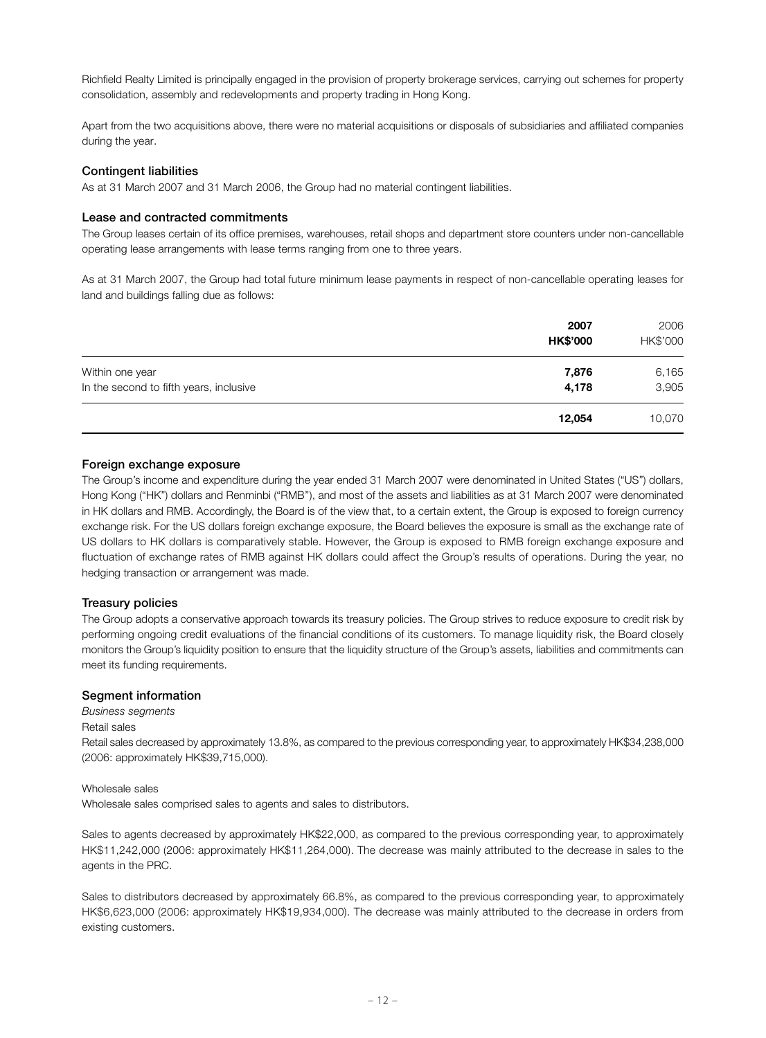Richfield Realty Limited is principally engaged in the provision of property brokerage services, carrying out schemes for property consolidation, assembly and redevelopments and property trading in Hong Kong.

Apart from the two acquisitions above, there were no material acquisitions or disposals of subsidiaries and affiliated companies during the year.

### Contingent liabilities

As at 31 March 2007 and 31 March 2006, the Group had no material contingent liabilities.

### Lease and contracted commitments

The Group leases certain of its office premises, warehouses, retail shops and department store counters under non-cancellable operating lease arrangements with lease terms ranging from one to three years.

As at 31 March 2007, the Group had total future minimum lease payments in respect of non-cancellable operating leases for land and buildings falling due as follows:

| | **2007**<br>**HK$'000** | 2006<br>HK$'000 |
|---|---|---|
| Within one year | **7,876** | 6,165 |
| In the second to fifth years, inclusive | **4,178** | 3,905 |
| | **12,054** | 10,070 |

### Foreign exchange exposure

The Group's income and expenditure during the year ended 31 March 2007 were denominated in United States ("US") dollars, Hong Kong ("HK") dollars and Renminbi ("RMB"), and most of the assets and liabilities as at 31 March 2007 were denominated in HK dollars and RMB. Accordingly, the Board is of the view that, to a certain extent, the Group is exposed to foreign currency exchange risk. For the US dollars foreign exchange exposure, the Board believes the exposure is small as the exchange rate of US dollars to HK dollars is comparatively stable. However, the Group is exposed to RMB foreign exchange exposure and fluctuation of exchange rates of RMB against HK dollars could affect the Group's results of operations. During the year, no hedging transaction or arrangement was made.

### Treasury policies

The Group adopts a conservative approach towards its treasury policies. The Group strives to reduce exposure to credit risk by performing ongoing credit evaluations of the financial conditions of its customers. To manage liquidity risk, the Board closely monitors the Group's liquidity position to ensure that the liquidity structure of the Group's assets, liabilities and commitments can meet its funding requirements.

### Segment information

*Business segments*

Retail sales

Retail sales decreased by approximately 13.8%, as compared to the previous corresponding year, to approximately HK$34,238,000 (2006: approximately HK$39,715,000).

Wholesale sales

Wholesale sales comprised sales to agents and sales to distributors.

Sales to agents decreased by approximately HK$22,000, as compared to the previous corresponding year, to approximately HK$11,242,000 (2006: approximately HK$11,264,000). The decrease was mainly attributed to the decrease in sales to the agents in the PRC.

Sales to distributors decreased by approximately 66.8%, as compared to the previous corresponding year, to approximately HK$6,623,000 (2006: approximately HK$19,934,000). The decrease was mainly attributed to the decrease in orders from existing customers.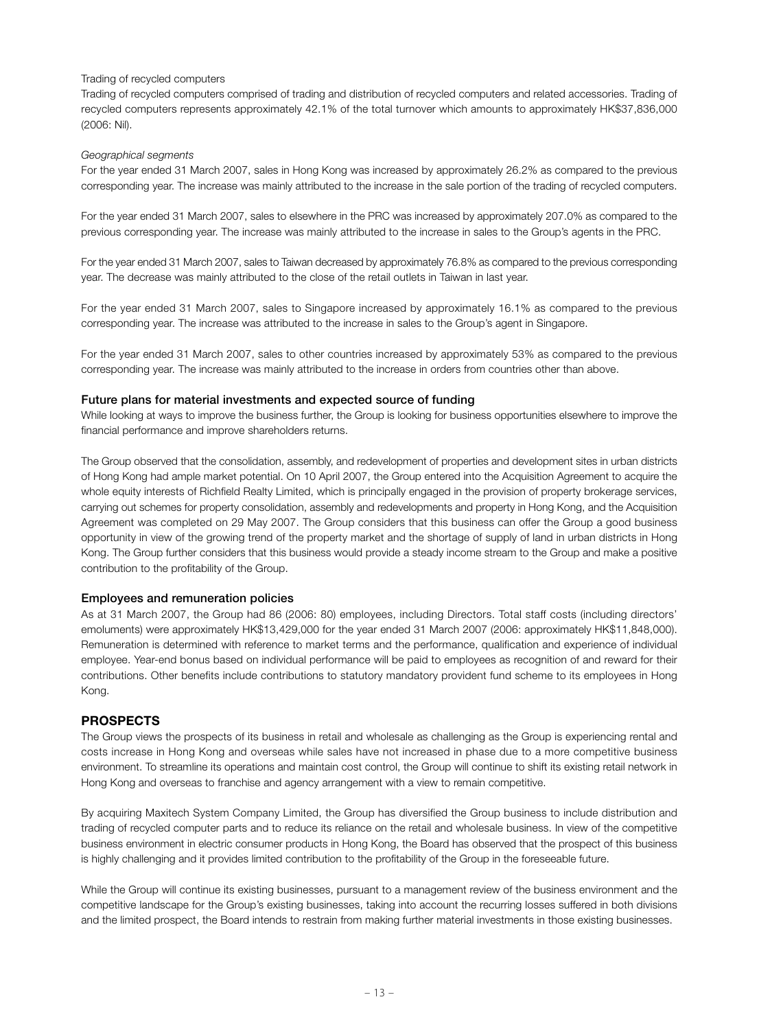Trading of recycled computers

Trading of recycled computers comprised of trading and distribution of recycled computers and related accessories. Trading of recycled computers represents approximately 42.1% of the total turnover which amounts to approximately HK$37,836,000 (2006: Nil).

*Geographical segments*

For the year ended 31 March 2007, sales in Hong Kong was increased by approximately 26.2% as compared to the previous corresponding year. The increase was mainly attributed to the increase in the sale portion of the trading of recycled computers.

For the year ended 31 March 2007, sales to elsewhere in the PRC was increased by approximately 207.0% as compared to the previous corresponding year. The increase was mainly attributed to the increase in sales to the Group's agents in the PRC.

For the year ended 31 March 2007, sales to Taiwan decreased by approximately 76.8% as compared to the previous corresponding year. The decrease was mainly attributed to the close of the retail outlets in Taiwan in last year.

For the year ended 31 March 2007, sales to Singapore increased by approximately 16.1% as compared to the previous corresponding year. The increase was attributed to the increase in sales to the Group's agent in Singapore.

For the year ended 31 March 2007, sales to other countries increased by approximately 53% as compared to the previous corresponding year. The increase was mainly attributed to the increase in orders from countries other than above.

### Future plans for material investments and expected source of funding

While looking at ways to improve the business further, the Group is looking for business opportunities elsewhere to improve the financial performance and improve shareholders returns.

The Group observed that the consolidation, assembly, and redevelopment of properties and development sites in urban districts of Hong Kong had ample market potential. On 10 April 2007, the Group entered into the Acquisition Agreement to acquire the whole equity interests of Richfield Realty Limited, which is principally engaged in the provision of property brokerage services, carrying out schemes for property consolidation, assembly and redevelopments and property in Hong Kong, and the Acquisition Agreement was completed on 29 May 2007. The Group considers that this business can offer the Group a good business opportunity in view of the growing trend of the property market and the shortage of supply of land in urban districts in Hong Kong. The Group further considers that this business would provide a steady income stream to the Group and make a positive contribution to the profitability of the Group.

### Employees and remuneration policies

As at 31 March 2007, the Group had 86 (2006: 80) employees, including Directors. Total staff costs (including directors' emoluments) were approximately HK$13,429,000 for the year ended 31 March 2007 (2006: approximately HK$11,848,000). Remuneration is determined with reference to market terms and the performance, qualification and experience of individual employee. Year-end bonus based on individual performance will be paid to employees as recognition of and reward for their contributions. Other benefits include contributions to statutory mandatory provident fund scheme to its employees in Hong Kong.

## PROSPECTS

The Group views the prospects of its business in retail and wholesale as challenging as the Group is experiencing rental and costs increase in Hong Kong and overseas while sales have not increased in phase due to a more competitive business environment. To streamline its operations and maintain cost control, the Group will continue to shift its existing retail network in Hong Kong and overseas to franchise and agency arrangement with a view to remain competitive.

By acquiring Maxitech System Company Limited, the Group has diversified the Group business to include distribution and trading of recycled computer parts and to reduce its reliance on the retail and wholesale business. In view of the competitive business environment in electric consumer products in Hong Kong, the Board has observed that the prospect of this business is highly challenging and it provides limited contribution to the profitability of the Group in the foreseeable future.

While the Group will continue its existing businesses, pursuant to a management review of the business environment and the competitive landscape for the Group's existing businesses, taking into account the recurring losses suffered in both divisions and the limited prospect, the Board intends to restrain from making further material investments in those existing businesses.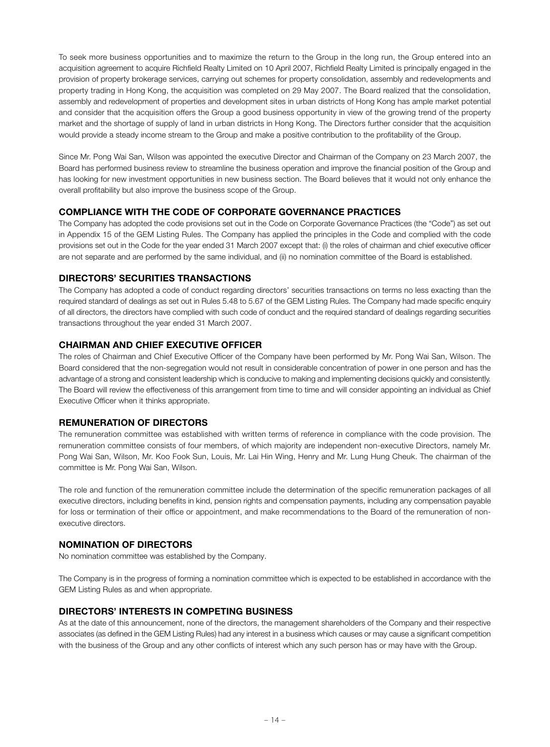To seek more business opportunities and to maximize the return to the Group in the long run, the Group entered into an acquisition agreement to acquire Richfield Realty Limited on 10 April 2007, Richfield Realty Limited is principally engaged in the provision of property brokerage services, carrying out schemes for property consolidation, assembly and redevelopments and property trading in Hong Kong, the acquisition was completed on 29 May 2007. The Board realized that the consolidation, assembly and redevelopment of properties and development sites in urban districts of Hong Kong has ample market potential and consider that the acquisition offers the Group a good business opportunity in view of the growing trend of the property market and the shortage of supply of land in urban districts in Hong Kong. The Directors further consider that the acquisition would provide a steady income stream to the Group and make a positive contribution to the profitability of the Group.

Since Mr. Pong Wai San, Wilson was appointed the executive Director and Chairman of the Company on 23 March 2007, the Board has performed business review to streamline the business operation and improve the financial position of the Group and has looking for new investment opportunities in new business section. The Board believes that it would not only enhance the overall profitability but also improve the business scope of the Group.

## COMPLIANCE WITH THE CODE OF CORPORATE GOVERNANCE PRACTICES

The Company has adopted the code provisions set out in the Code on Corporate Governance Practices (the "Code") as set out in Appendix 15 of the GEM Listing Rules. The Company has applied the principles in the Code and complied with the code provisions set out in the Code for the year ended 31 March 2007 except that: (i) the roles of chairman and chief executive officer are not separate and are performed by the same individual, and (ii) no nomination committee of the Board is established.

## DIRECTORS' SECURITIES TRANSACTIONS

The Company has adopted a code of conduct regarding directors' securities transactions on terms no less exacting than the required standard of dealings as set out in Rules 5.48 to 5.67 of the GEM Listing Rules. The Company had made specific enquiry of all directors, the directors have complied with such code of conduct and the required standard of dealings regarding securities transactions throughout the year ended 31 March 2007.

## CHAIRMAN AND CHIEF EXECUTIVE OFFICER

The roles of Chairman and Chief Executive Officer of the Company have been performed by Mr. Pong Wai San, Wilson. The Board considered that the non-segregation would not result in considerable concentration of power in one person and has the advantage of a strong and consistent leadership which is conducive to making and implementing decisions quickly and consistently. The Board will review the effectiveness of this arrangement from time to time and will consider appointing an individual as Chief Executive Officer when it thinks appropriate.

## REMUNERATION OF DIRECTORS

The remuneration committee was established with written terms of reference in compliance with the code provision. The remuneration committee consists of four members, of which majority are independent non-executive Directors, namely Mr. Pong Wai San, Wilson, Mr. Koo Fook Sun, Louis, Mr. Lai Hin Wing, Henry and Mr. Lung Hung Cheuk. The chairman of the committee is Mr. Pong Wai San, Wilson.

The role and function of the remuneration committee include the determination of the specific remuneration packages of all executive directors, including benefits in kind, pension rights and compensation payments, including any compensation payable for loss or termination of their office or appointment, and make recommendations to the Board of the remuneration of non-executive directors.

## NOMINATION OF DIRECTORS

No nomination committee was established by the Company.

The Company is in the progress of forming a nomination committee which is expected to be established in accordance with the GEM Listing Rules as and when appropriate.

## DIRECTORS' INTERESTS IN COMPETING BUSINESS

As at the date of this announcement, none of the directors, the management shareholders of the Company and their respective associates (as defined in the GEM Listing Rules) had any interest in a business which causes or may cause a significant competition with the business of the Group and any other conflicts of interest which any such person has or may have with the Group.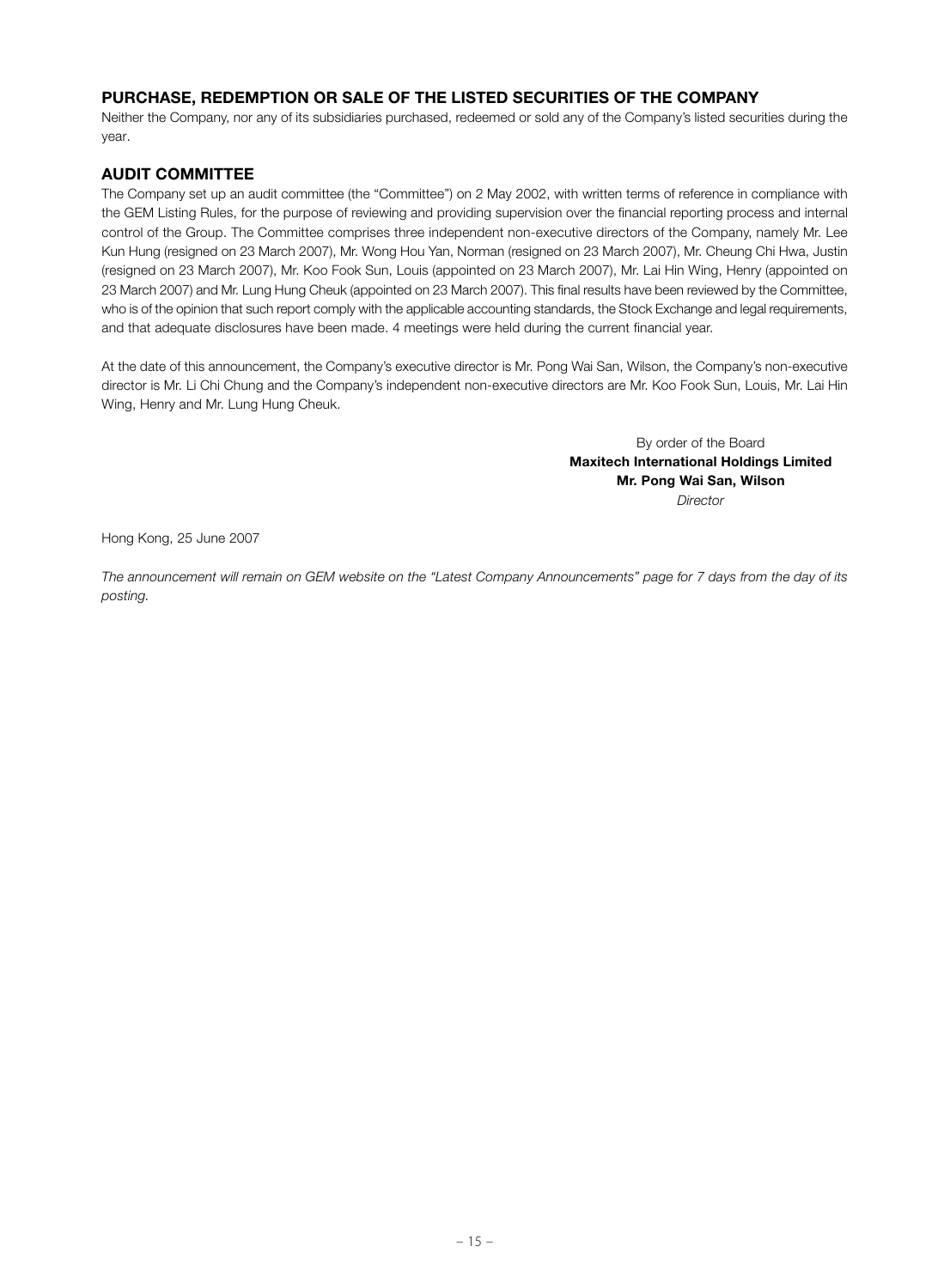## PURCHASE, REDEMPTION OR SALE OF THE LISTED SECURITIES OF THE COMPANY

Neither the Company, nor any of its subsidiaries purchased, redeemed or sold any of the Company's listed securities during the year.

## AUDIT COMMITTEE

The Company set up an audit committee (the "Committee") on 2 May 2002, with written terms of reference in compliance with the GEM Listing Rules, for the purpose of reviewing and providing supervision over the financial reporting process and internal control of the Group. The Committee comprises three independent non-executive directors of the Company, namely Mr. Lee Kun Hung (resigned on 23 March 2007), Mr. Wong Hou Yan, Norman (resigned on 23 March 2007), Mr. Cheung Chi Hwa, Justin (resigned on 23 March 2007), Mr. Koo Fook Sun, Louis (appointed on 23 March 2007), Mr. Lai Hin Wing, Henry (appointed on 23 March 2007) and Mr. Lung Hung Cheuk (appointed on 23 March 2007). This final results have been reviewed by the Committee, who is of the opinion that such report comply with the applicable accounting standards, the Stock Exchange and legal requirements, and that adequate disclosures have been made. 4 meetings were held during the current financial year.

At the date of this announcement, the Company's executive director is Mr. Pong Wai San, Wilson, the Company's non-executive director is Mr. Li Chi Chung and the Company's independent non-executive directors are Mr. Koo Fook Sun, Louis, Mr. Lai Hin Wing, Henry and Mr. Lung Hung Cheuk.

By order of the Board
**Maxitech International Holdings Limited**
**Mr. Pong Wai San, Wilson**
*Director*

Hong Kong, 25 June 2007

*The announcement will remain on GEM website on the "Latest Company Announcements" page for 7 days from the day of its posting.*